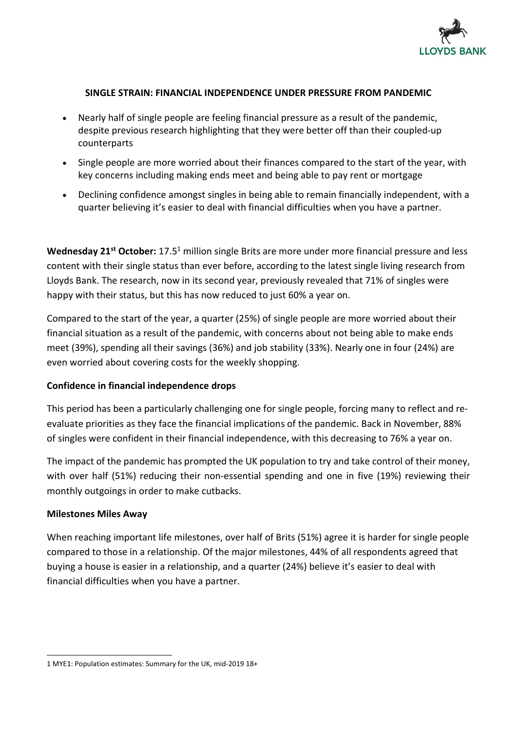## SINGLE STRAIN: FINANCIAL INDEPENDENCE UNDER PRESSURE FROM PANDEMIC

- Nearly half of single people are feeling financial pressure as a result of the pandemic, despite previous research highlighting that they were better off than their coupled-up counterparts
- Single people are more worried about their finances compared to the start of the year, with key concerns including making ends meet and being able to pay rent or mortgage
- Declining confidence amongst singles in being able to remain financially independent, with a quarter believing it's easier to deal with financial difficulties when you have a partner.

**Wednesday 21st October:** 17.5[1] million single Brits are more under more financial pressure and less content with their single status than ever before, according to the latest single living research from Lloyds Bank. The research, now in its second year, previously revealed that 71% of singles were happy with their status, but this has now reduced to just 60% a year on.

Compared to the start of the year, a quarter (25%) of single people are more worried about their financial situation as a result of the pandemic, with concerns about not being able to make ends meet (39%), spending all their savings (36%) and job stability (33%). Nearly one in four (24%) are even worried about covering costs for the weekly shopping.

### Confidence in financial independence drops

This period has been a particularly challenging one for single people, forcing many to reflect and re-evaluate priorities as they face the financial implications of the pandemic. Back in November, 88% of singles were confident in their financial independence, with this decreasing to 76% a year on.

The impact of the pandemic has prompted the UK population to try and take control of their money, with over half (51%) reducing their non-essential spending and one in five (19%) reviewing their monthly outgoings in order to make cutbacks.

### Milestones Miles Away

When reaching important life milestones, over half of Brits (51%) agree it is harder for single people compared to those in a relationship. Of the major milestones, 44% of all respondents agreed that buying a house is easier in a relationship, and a quarter (24%) believe it's easier to deal with financial difficulties when you have a partner.

---

1 MYE1: Population estimates: Summary for the UK, mid-2019 18+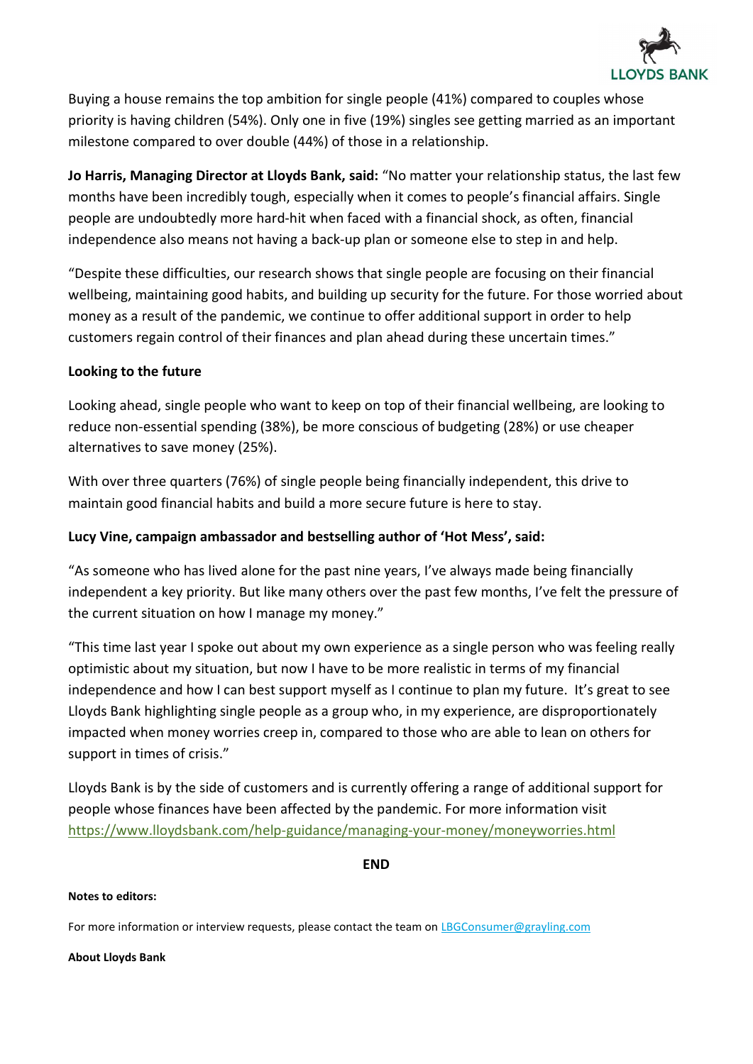Buying a house remains the top ambition for single people (41%) compared to couples whose priority is having children (54%). Only one in five (19%) singles see getting married as an important milestone compared to over double (44%) of those in a relationship.

**Jo Harris, Managing Director at Lloyds Bank, said:** "No matter your relationship status, the last few months have been incredibly tough, especially when it comes to people's financial affairs. Single people are undoubtedly more hard-hit when faced with a financial shock, as often, financial independence also means not having a back-up plan or someone else to step in and help.

"Despite these difficulties, our research shows that single people are focusing on their financial wellbeing, maintaining good habits, and building up security for the future. For those worried about money as a result of the pandemic, we continue to offer additional support in order to help customers regain control of their finances and plan ahead during these uncertain times."

**Looking to the future**

Looking ahead, single people who want to keep on top of their financial wellbeing, are looking to reduce non-essential spending (38%), be more conscious of budgeting (28%) or use cheaper alternatives to save money (25%).

With over three quarters (76%) of single people being financially independent, this drive to maintain good financial habits and build a more secure future is here to stay.

**Lucy Vine, campaign ambassador and bestselling author of 'Hot Mess', said:**

"As someone who has lived alone for the past nine years, I've always made being financially independent a key priority. But like many others over the past few months, I've felt the pressure of the current situation on how I manage my money."

"This time last year I spoke out about my own experience as a single person who was feeling really optimistic about my situation, but now I have to be more realistic in terms of my financial independence and how I can best support myself as I continue to plan my future. It's great to see Lloyds Bank highlighting single people as a group who, in my experience, are disproportionately impacted when money worries creep in, compared to those who are able to lean on others for support in times of crisis."

Lloyds Bank is by the side of customers and is currently offering a range of additional support for people whose finances have been affected by the pandemic. For more information visit https://www.lloydsbank.com/help-guidance/managing-your-money/moneyworries.html

**END**

**Notes to editors:**

For more information or interview requests, please contact the team on LBGConsumer@grayling.com

**About Lloyds Bank**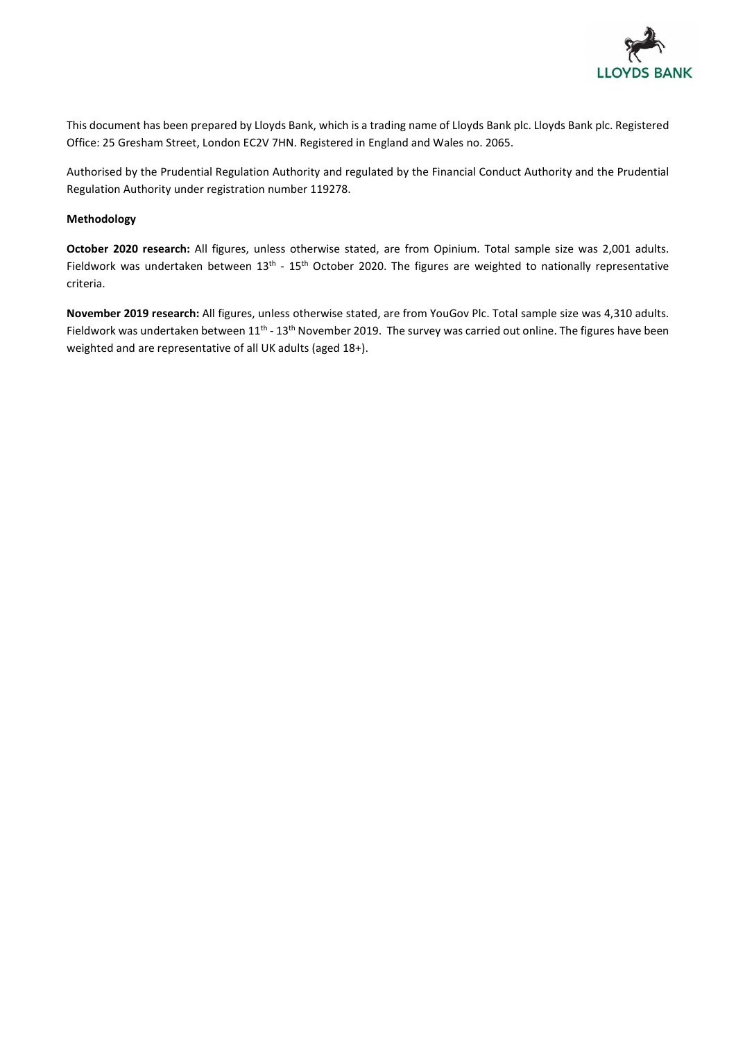This document has been prepared by Lloyds Bank, which is a trading name of Lloyds Bank plc. Lloyds Bank plc. Registered Office: 25 Gresham Street, London EC2V 7HN. Registered in England and Wales no. 2065.

Authorised by the Prudential Regulation Authority and regulated by the Financial Conduct Authority and the Prudential Regulation Authority under registration number 119278.

**Methodology**

**October 2020 research:** All figures, unless otherwise stated, are from Opinium. Total sample size was 2,001 adults. Fieldwork was undertaken between 13th - 15th October 2020. The figures are weighted to nationally representative criteria.

**November 2019 research:** All figures, unless otherwise stated, are from YouGov Plc. Total sample size was 4,310 adults. Fieldwork was undertaken between 11th - 13th November 2019. The survey was carried out online. The figures have been weighted and are representative of all UK adults (aged 18+).